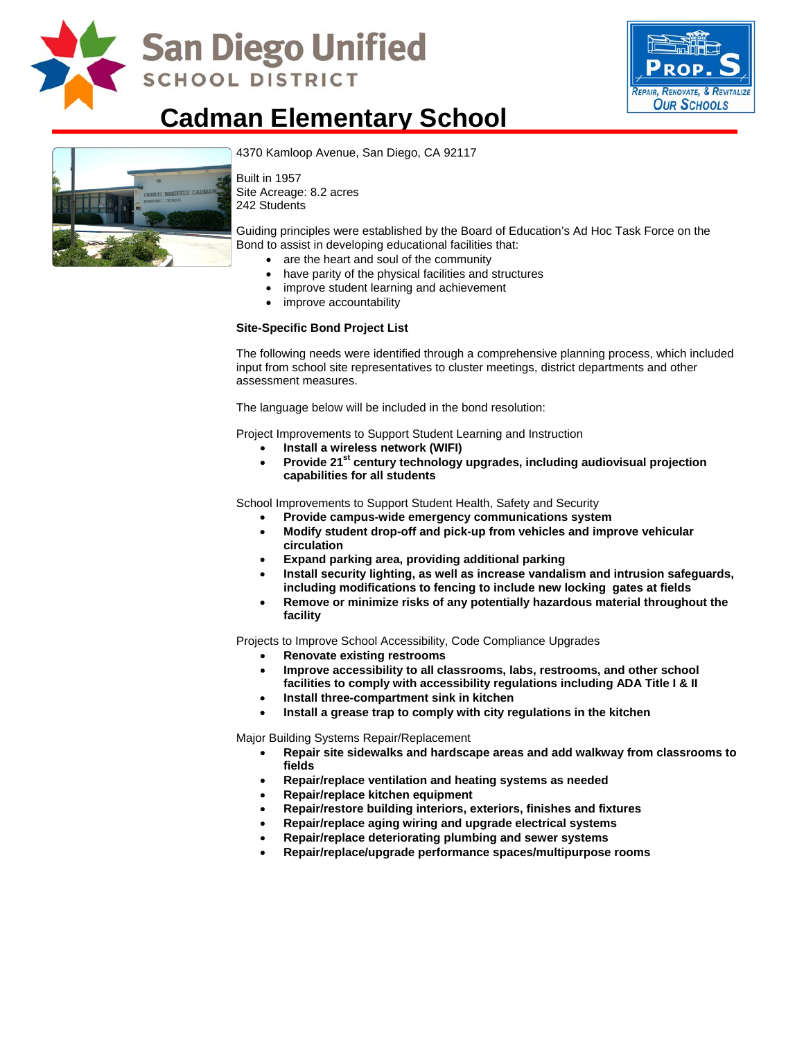# Cadman Elementary School

4370 Kamloop Avenue, San Diego, CA 92117

Built in 1957
Site Acreage: 8.2 acres
242 Students

Guiding principles were established by the Board of Education's Ad Hoc Task Force on the Bond to assist in developing educational facilities that:

- are the heart and soul of the community
- have parity of the physical facilities and structures
- improve student learning and achievement
- improve accountability

**Site-Specific Bond Project List**

The following needs were identified through a comprehensive planning process, which included input from school site representatives to cluster meetings, district departments and other assessment measures.

The language below will be included in the bond resolution:

Project Improvements to Support Student Learning and Instruction

- **Install a wireless network (WIFI)**
- **Provide 21st century technology upgrades, including audiovisual projection capabilities for all students**

School Improvements to Support Student Health, Safety and Security

- **Provide campus-wide emergency communications system**
- **Modify student drop-off and pick-up from vehicles and improve vehicular circulation**
- **Expand parking area, providing additional parking**
- **Install security lighting, as well as increase vandalism and intrusion safeguards, including modifications to fencing to include new locking gates at fields**
- **Remove or minimize risks of any potentially hazardous material throughout the facility**

Projects to Improve School Accessibility, Code Compliance Upgrades

- **Renovate existing restrooms**
- **Improve accessibility to all classrooms, labs, restrooms, and other school facilities to comply with accessibility regulations including ADA Title I & II**
- **Install three-compartment sink in kitchen**
- **Install a grease trap to comply with city regulations in the kitchen**

Major Building Systems Repair/Replacement

- **Repair site sidewalks and hardscape areas and add walkway from classrooms to fields**
- **Repair/replace ventilation and heating systems as needed**
- **Repair/replace kitchen equipment**
- **Repair/restore building interiors, exteriors, finishes and fixtures**
- **Repair/replace aging wiring and upgrade electrical systems**
- **Repair/replace deteriorating plumbing and sewer systems**
- **Repair/replace/upgrade performance spaces/multipurpose rooms**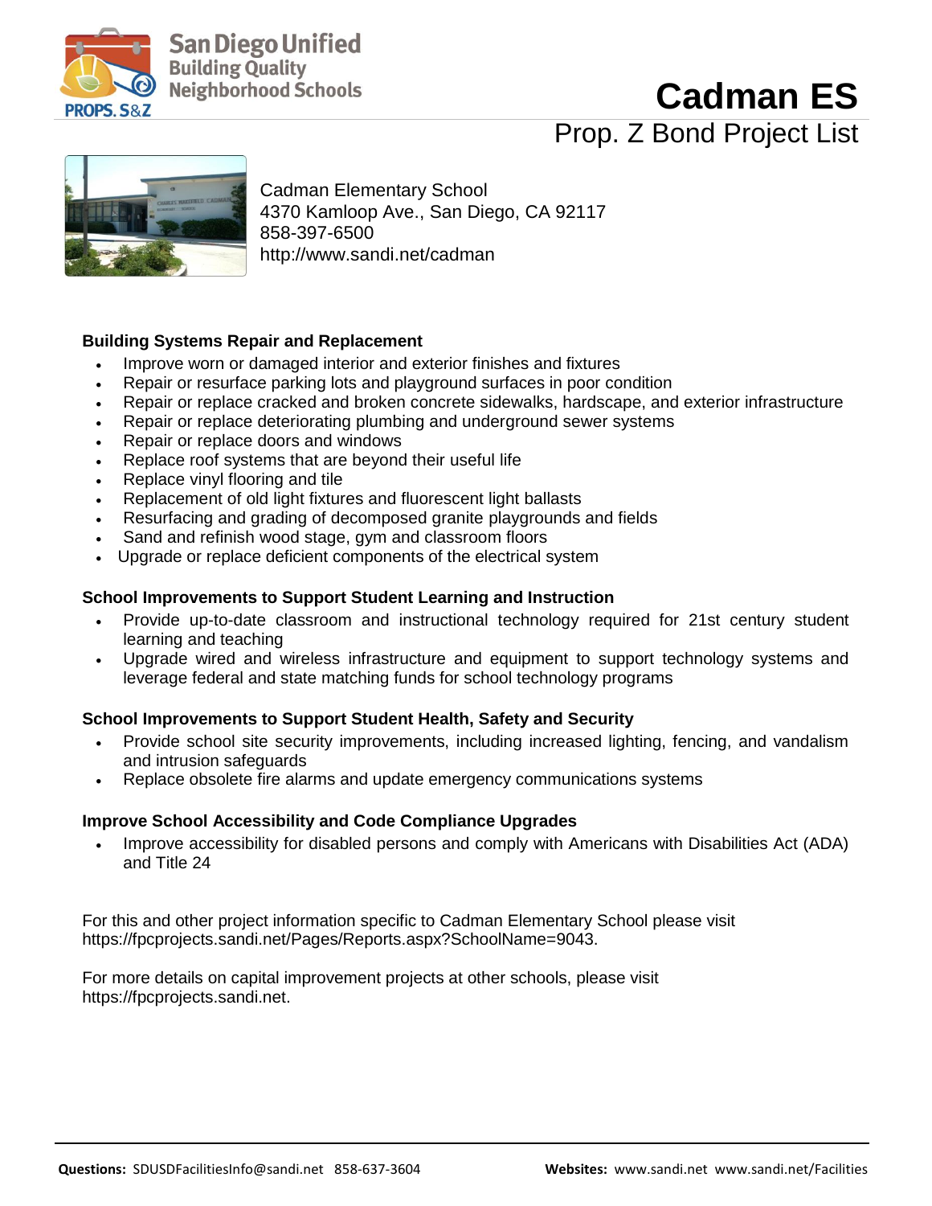# Cadman ES

## Prop. Z Bond Project List

Cadman Elementary School
4370 Kamloop Ave., San Diego, CA 92117
858-397-6500
http://www.sandi.net/cadman

### Building Systems Repair and Replacement

- Improve worn or damaged interior and exterior finishes and fixtures
- Repair or resurface parking lots and playground surfaces in poor condition
- Repair or replace cracked and broken concrete sidewalks, hardscape, and exterior infrastructure
- Repair or replace deteriorating plumbing and underground sewer systems
- Repair or replace doors and windows
- Replace roof systems that are beyond their useful life
- Replace vinyl flooring and tile
- Replacement of old light fixtures and fluorescent light ballasts
- Resurfacing and grading of decomposed granite playgrounds and fields
- Sand and refinish wood stage, gym and classroom floors
- Upgrade or replace deficient components of the electrical system

### School Improvements to Support Student Learning and Instruction

- Provide up-to-date classroom and instructional technology required for 21st century student learning and teaching
- Upgrade wired and wireless infrastructure and equipment to support technology systems and leverage federal and state matching funds for school technology programs

### School Improvements to Support Student Health, Safety and Security

- Provide school site security improvements, including increased lighting, fencing, and vandalism and intrusion safeguards
- Replace obsolete fire alarms and update emergency communications systems

### Improve School Accessibility and Code Compliance Upgrades

- Improve accessibility for disabled persons and comply with Americans with Disabilities Act (ADA) and Title 24

For this and other project information specific to Cadman Elementary School please visit https://fpcprojects.sandi.net/Pages/Reports.aspx?SchoolName=9043.

For more details on capital improvement projects at other schools, please visit https://fpcprojects.sandi.net.

**Questions:** SDUSDFacilitiesInfo@sandi.net 858-637-3604 **Websites:** www.sandi.net www.sandi.net/Facilities